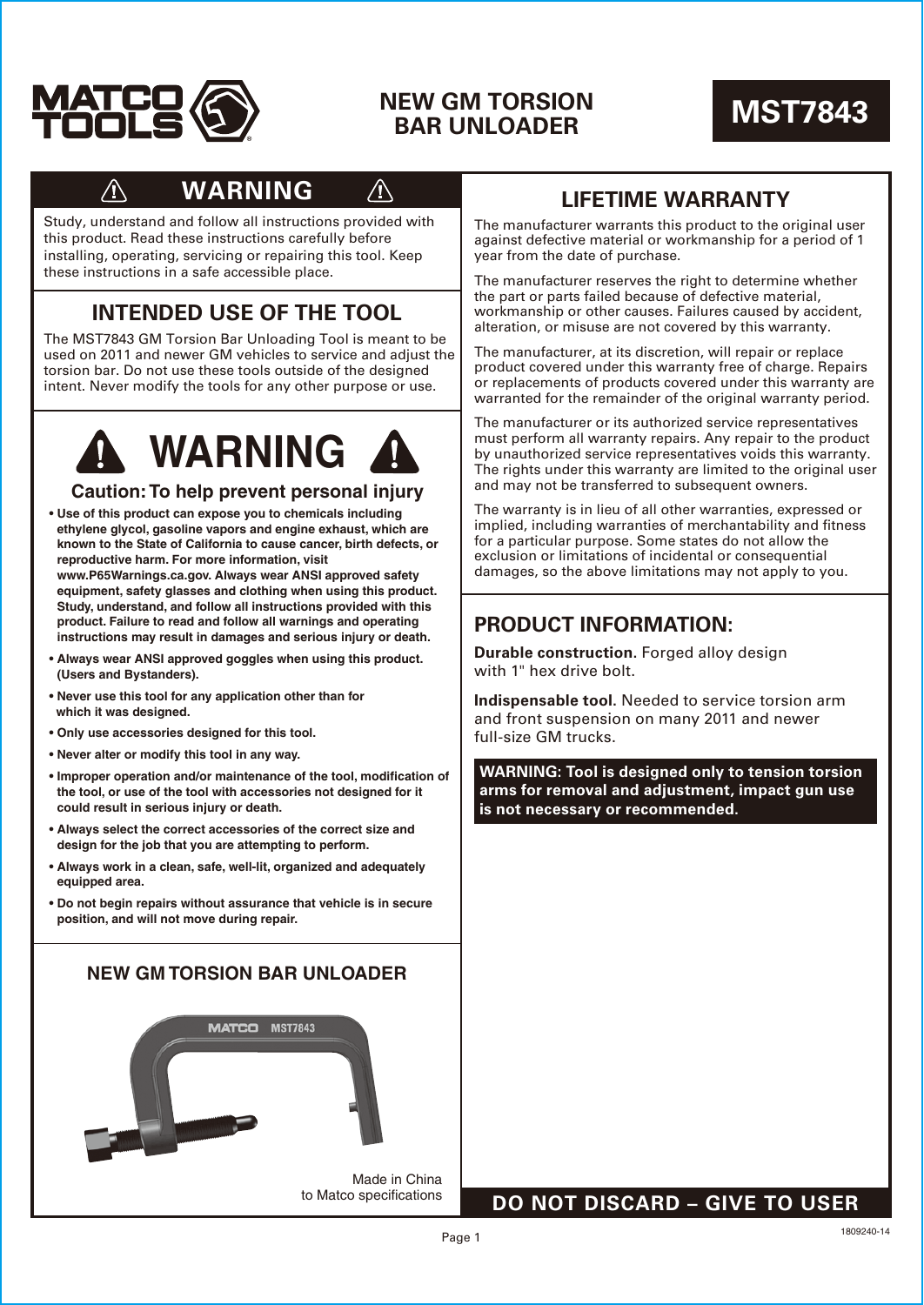# NEW GM TORSION BAR UNLOADER

**MST7843**

## ⚠ WARNING ⚠

Study, understand and follow all instructions provided with this product. Read these instructions carefully before installing, operating, servicing or repairing this tool. Keep these instructions in a safe accessible place.

## INTENDED USE OF THE TOOL

The MST7843 GM Torsion Bar Unloading Tool is meant to be used on 2011 and newer GM vehicles to service and adjust the torsion bar. Do not use these tools outside of the designed intent. Never modify the tools for any other purpose or use.

## WARNING

### Caution: To help prevent personal injury

- **Use of this product can expose you to chemicals including ethylene glycol, gasoline vapors and engine exhaust, which are known to the State of California to cause cancer, birth defects, or reproductive harm. For more information, visit www.P65Warnings.ca.gov. Always wear ANSI approved safety equipment, safety glasses and clothing when using this product. Study, understand, and follow all instructions provided with this product. Failure to read and follow all warnings and operating instructions may result in damages and serious injury or death.**
- **Always wear ANSI approved goggles when using this product. (Users and Bystanders).**
- **Never use this tool for any application other than for which it was designed.**
- **Only use accessories designed for this tool.**
- **Never alter or modify this tool in any way.**
- **Improper operation and/or maintenance of the tool, modification of the tool, or use of the tool with accessories not designed for it could result in serious injury or death.**
- **Always select the correct accessories of the correct size and design for the job that you are attempting to perform.**
- **Always work in a clean, safe, well-lit, organized and adequately equipped area.**
- **Do not begin repairs without assurance that vehicle is in secure position, and will not move during repair.**

## NEW GM TORSION BAR UNLOADER

Made in China
to Matco specifications

## LIFETIME WARRANTY

The manufacturer warrants this product to the original user against defective material or workmanship for a period of 1 year from the date of purchase.

The manufacturer reserves the right to determine whether the part or parts failed because of defective material, workmanship or other causes. Failures caused by accident, alteration, or misuse are not covered by this warranty.

The manufacturer, at its discretion, will repair or replace product covered under this warranty free of charge. Repairs or replacements of products covered under this warranty are warranted for the remainder of the original warranty period.

The manufacturer or its authorized service representatives must perform all warranty repairs. Any repair to the product by unauthorized service representatives voids this warranty. The rights under this warranty are limited to the original user and may not be transferred to subsequent owners.

The warranty is in lieu of all other warranties, expressed or implied, including warranties of merchantability and fitness for a particular purpose. Some states do not allow the exclusion or limitations of incidental or consequential damages, so the above limitations may not apply to you.

## PRODUCT INFORMATION:

**Durable construction.** Forged alloy design with 1" hex drive bolt.

**Indispensable tool.** Needed to service torsion arm and front suspension on many 2011 and newer full-size GM trucks.

**WARNING: Tool is designed only to tension torsion arms for removal and adjustment, impact gun use is not necessary or recommended.**

**DO NOT DISCARD – GIVE TO USER**

1809240-14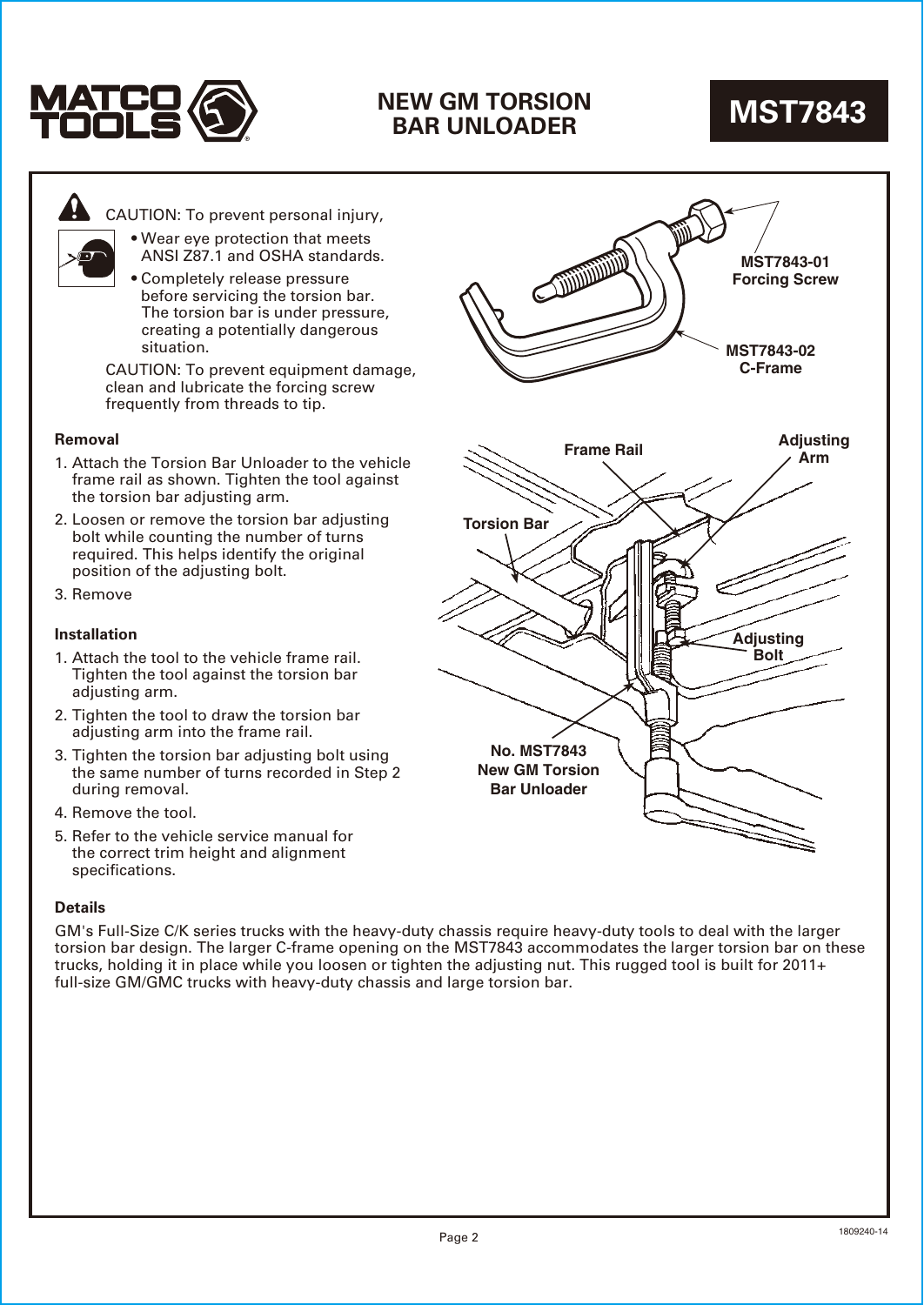# NEW GM TORSION BAR UNLOADER

**MST7843**

CAUTION: To prevent personal injury,

- Wear eye protection that meets ANSI Z87.1 and OSHA standards.
- Completely release pressure before servicing the torsion bar. The torsion bar is under pressure, creating a potentially dangerous situation.

CAUTION: To prevent equipment damage, clean and lubricate the forcing screw frequently from threads to tip.

MST7843-01
Forcing Screw

MST7843-02
C-Frame

### Removal

1. Attach the Torsion Bar Unloader to the vehicle frame rail as shown. Tighten the tool against the torsion bar adjusting arm.
2. Loosen or remove the torsion bar adjusting bolt while counting the number of turns required. This helps identify the original position of the adjusting bolt.
3. Remove

### Installation

1. Attach the tool to the vehicle frame rail. Tighten the tool against the torsion bar adjusting arm.
2. Tighten the tool to draw the torsion bar adjusting arm into the frame rail.
3. Tighten the torsion bar adjusting bolt using the same number of turns recorded in Step 2 during removal.
4. Remove the tool.
5. Refer to the vehicle service manual for the correct trim height and alignment specifications.

Frame Rail

Adjusting Arm

Torsion Bar

Adjusting Bolt

No. MST7843
New GM Torsion
Bar Unloader

### Details

GM's Full-Size C/K series trucks with the heavy-duty chassis require heavy-duty tools to deal with the larger torsion bar design. The larger C-frame opening on the MST7843 accommodates the larger torsion bar on these trucks, holding it in place while you loosen or tighten the adjusting nut. This rugged tool is built for 2011+ full-size GM/GMC trucks with heavy-duty chassis and large torsion bar.

1809240-14